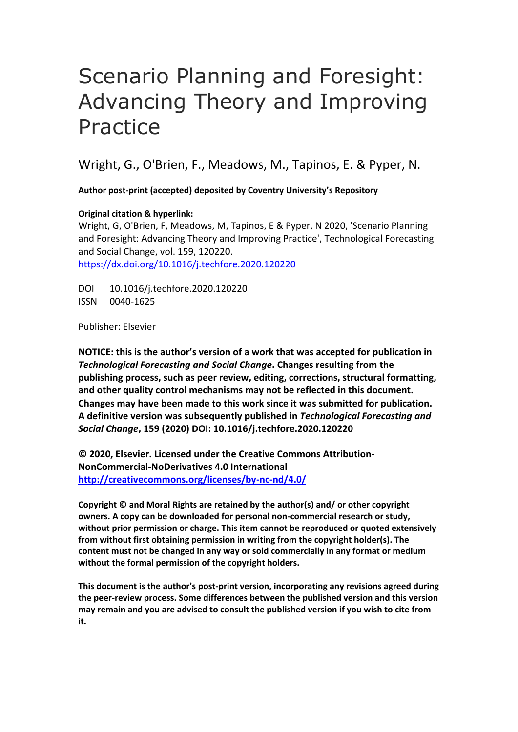# Scenario Planning and Foresight: Advancing Theory and Improving Practice

Wright, G., O'Brien, F., Meadows, M., Tapinos, E. & Pyper, N.

**Author post-print (accepted) deposited by Coventry University's Repository**

**Original citation & hyperlink:**

Wright, G, O'Brien, F, Meadows, M, Tapinos, E & Pyper, N 2020, 'Scenario Planning and Foresight: Advancing Theory and Improving Practice', Technological Forecasting and Social Change, vol. 159, 120220.

https://dx.doi.org/10.1016/j.techfore.2020.120220

DOI 10.1016/j.techfore.2020.120220

ISSN 0040-1625

Publisher: Elsevier

**NOTICE: this is the author's version of a work that was accepted for publication in *Technological Forecasting and Social Change*. Changes resulting from the publishing process, such as peer review, editing, corrections, structural formatting, and other quality control mechanisms may not be reflected in this document. Changes may have been made to this work since it was submitted for publication. A definitive version was subsequently published in *Technological Forecasting and Social Change*, 159 (2020) DOI: 10.1016/j.techfore.2020.120220**

**© 2020, Elsevier. Licensed under the Creative Commons Attribution-NonCommercial-NoDerivatives 4.0 International**

**http://creativecommons.org/licenses/by-nc-nd/4.0/**

**Copyright © and Moral Rights are retained by the author(s) and/ or other copyright owners. A copy can be downloaded for personal non-commercial research or study, without prior permission or charge. This item cannot be reproduced or quoted extensively from without first obtaining permission in writing from the copyright holder(s). The content must not be changed in any way or sold commercially in any format or medium without the formal permission of the copyright holders.**

**This document is the author's post-print version, incorporating any revisions agreed during the peer-review process. Some differences between the published version and this version may remain and you are advised to consult the published version if you wish to cite from it.**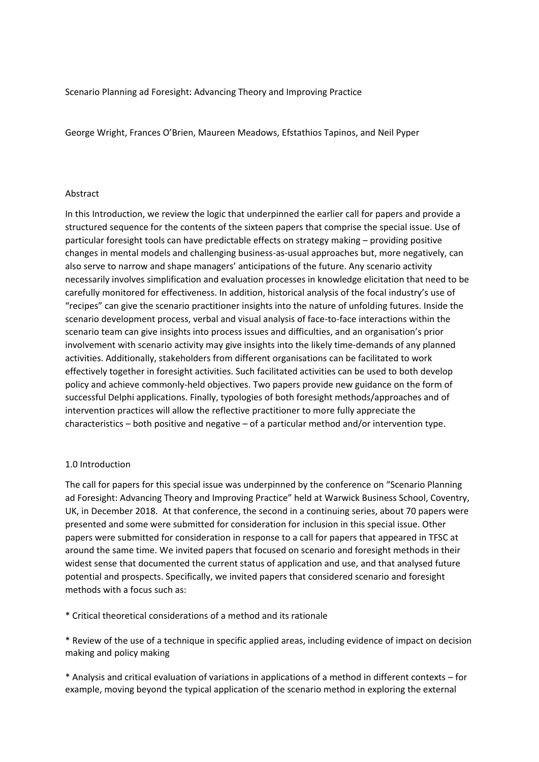Scenario Planning ad Foresight: Advancing Theory and Improving Practice

George Wright, Frances O'Brien, Maureen Meadows, Efstathios Tapinos, and Neil Pyper

## Abstract

In this Introduction, we review the logic that underpinned the earlier call for papers and provide a structured sequence for the contents of the sixteen papers that comprise the special issue. Use of particular foresight tools can have predictable effects on strategy making – providing positive changes in mental models and challenging business-as-usual approaches but, more negatively, can also serve to narrow and shape managers' anticipations of the future. Any scenario activity necessarily involves simplification and evaluation processes in knowledge elicitation that need to be carefully monitored for effectiveness. In addition, historical analysis of the focal industry's use of "recipes" can give the scenario practitioner insights into the nature of unfolding futures. Inside the scenario development process, verbal and visual analysis of face-to-face interactions within the scenario team can give insights into process issues and difficulties, and an organisation's prior involvement with scenario activity may give insights into the likely time-demands of any planned activities. Additionally, stakeholders from different organisations can be facilitated to work effectively together in foresight activities. Such facilitated activities can be used to both develop policy and achieve commonly-held objectives. Two papers provide new guidance on the form of successful Delphi applications. Finally, typologies of both foresight methods/approaches and of intervention practices will allow the reflective practitioner to more fully appreciate the characteristics – both positive and negative – of a particular method and/or intervention type.

## 1.0 Introduction

The call for papers for this special issue was underpinned by the conference on "Scenario Planning ad Foresight: Advancing Theory and Improving Practice" held at Warwick Business School, Coventry, UK, in December 2018. At that conference, the second in a continuing series, about 70 papers were presented and some were submitted for consideration for inclusion in this special issue. Other papers were submitted for consideration in response to a call for papers that appeared in TFSC at around the same time. We invited papers that focused on scenario and foresight methods in their widest sense that documented the current status of application and use, and that analysed future potential and prospects. Specifically, we invited papers that considered scenario and foresight methods with a focus such as:

* Critical theoretical considerations of a method and its rationale

* Review of the use of a technique in specific applied areas, including evidence of impact on decision making and policy making

* Analysis and critical evaluation of variations in applications of a method in different contexts – for example, moving beyond the typical application of the scenario method in exploring the external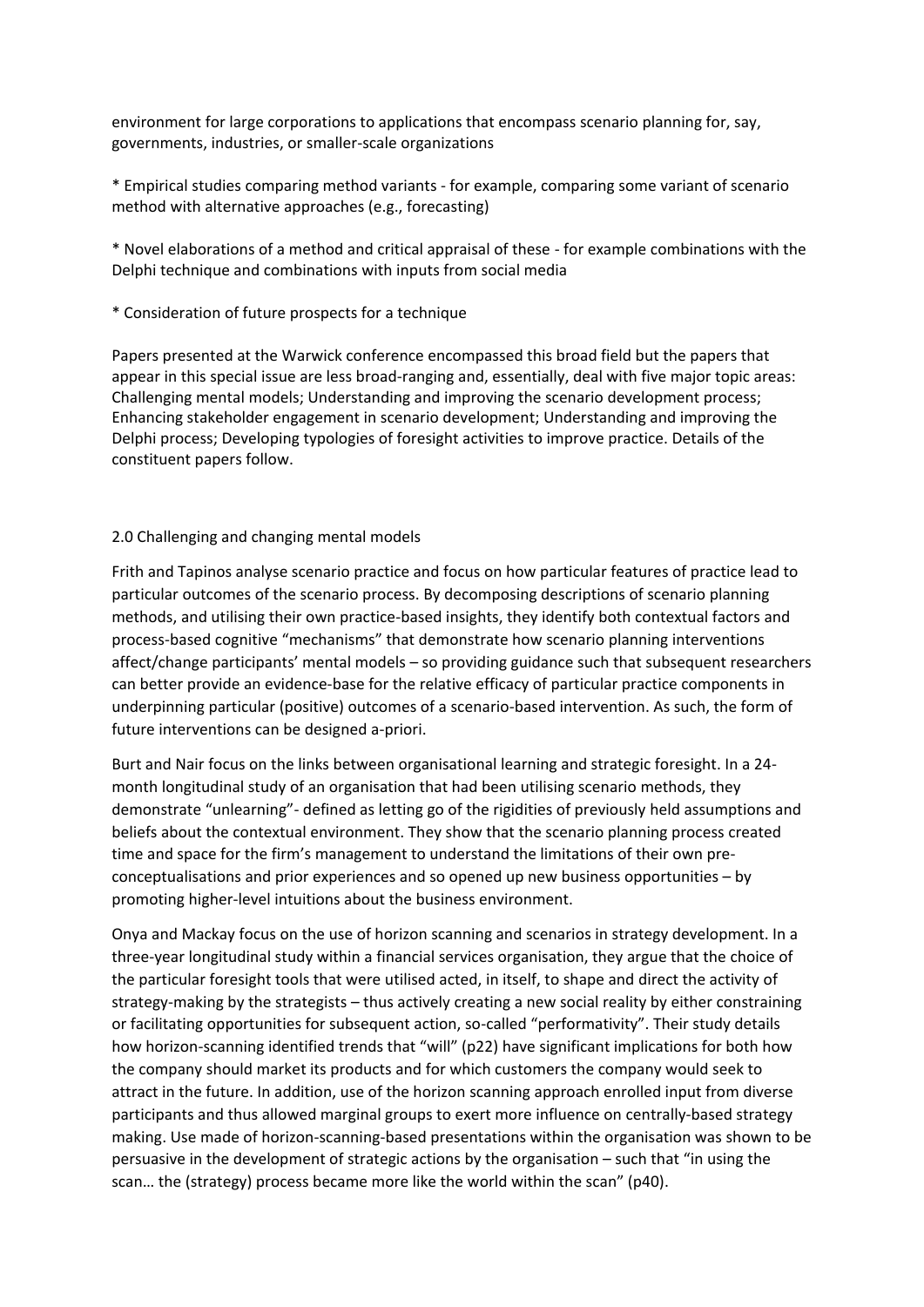environment for large corporations to applications that encompass scenario planning for, say, governments, industries, or smaller-scale organizations

* Empirical studies comparing method variants - for example, comparing some variant of scenario method with alternative approaches (e.g., forecasting)

* Novel elaborations of a method and critical appraisal of these - for example combinations with the Delphi technique and combinations with inputs from social media

* Consideration of future prospects for a technique

Papers presented at the Warwick conference encompassed this broad field but the papers that appear in this special issue are less broad-ranging and, essentially, deal with five major topic areas: Challenging mental models; Understanding and improving the scenario development process; Enhancing stakeholder engagement in scenario development; Understanding and improving the Delphi process; Developing typologies of foresight activities to improve practice. Details of the constituent papers follow.

## 2.0 Challenging and changing mental models

Frith and Tapinos analyse scenario practice and focus on how particular features of practice lead to particular outcomes of the scenario process. By decomposing descriptions of scenario planning methods, and utilising their own practice-based insights, they identify both contextual factors and process-based cognitive "mechanisms" that demonstrate how scenario planning interventions affect/change participants' mental models – so providing guidance such that subsequent researchers can better provide an evidence-base for the relative efficacy of particular practice components in underpinning particular (positive) outcomes of a scenario-based intervention. As such, the form of future interventions can be designed a-priori.

Burt and Nair focus on the links between organisational learning and strategic foresight. In a 24-month longitudinal study of an organisation that had been utilising scenario methods, they demonstrate "unlearning"- defined as letting go of the rigidities of previously held assumptions and beliefs about the contextual environment. They show that the scenario planning process created time and space for the firm's management to understand the limitations of their own pre-conceptualisations and prior experiences and so opened up new business opportunities – by promoting higher-level intuitions about the business environment.

Onya and Mackay focus on the use of horizon scanning and scenarios in strategy development. In a three-year longitudinal study within a financial services organisation, they argue that the choice of the particular foresight tools that were utilised acted, in itself, to shape and direct the activity of strategy-making by the strategists – thus actively creating a new social reality by either constraining or facilitating opportunities for subsequent action, so-called "performativity". Their study details how horizon-scanning identified trends that "will" (p22) have significant implications for both how the company should market its products and for which customers the company would seek to attract in the future. In addition, use of the horizon scanning approach enrolled input from diverse participants and thus allowed marginal groups to exert more influence on centrally-based strategy making. Use made of horizon-scanning-based presentations within the organisation was shown to be persuasive in the development of strategic actions by the organisation – such that "in using the scan… the (strategy) process became more like the world within the scan" (p40).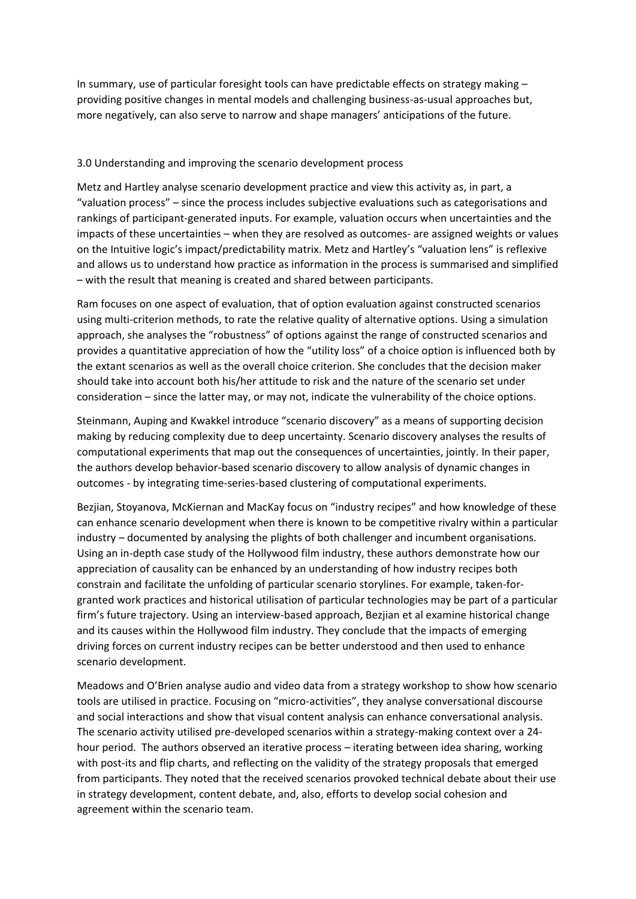In summary, use of particular foresight tools can have predictable effects on strategy making – providing positive changes in mental models and challenging business-as-usual approaches but, more negatively, can also serve to narrow and shape managers' anticipations of the future.

## 3.0 Understanding and improving the scenario development process

Metz and Hartley analyse scenario development practice and view this activity as, in part, a "valuation process" – since the process includes subjective evaluations such as categorisations and rankings of participant-generated inputs. For example, valuation occurs when uncertainties and the impacts of these uncertainties – when they are resolved as outcomes- are assigned weights or values on the Intuitive logic's impact/predictability matrix. Metz and Hartley's "valuation lens" is reflexive and allows us to understand how practice as information in the process is summarised and simplified – with the result that meaning is created and shared between participants.

Ram focuses on one aspect of evaluation, that of option evaluation against constructed scenarios using multi-criterion methods, to rate the relative quality of alternative options. Using a simulation approach, she analyses the "robustness" of options against the range of constructed scenarios and provides a quantitative appreciation of how the "utility loss" of a choice option is influenced both by the extant scenarios as well as the overall choice criterion. She concludes that the decision maker should take into account both his/her attitude to risk and the nature of the scenario set under consideration – since the latter may, or may not, indicate the vulnerability of the choice options.

Steinmann, Auping and Kwakkel introduce "scenario discovery" as a means of supporting decision making by reducing complexity due to deep uncertainty. Scenario discovery analyses the results of computational experiments that map out the consequences of uncertainties, jointly. In their paper, the authors develop behavior-based scenario discovery to allow analysis of dynamic changes in outcomes - by integrating time-series-based clustering of computational experiments.

Bezjian, Stoyanova, McKiernan and MacKay focus on "industry recipes" and how knowledge of these can enhance scenario development when there is known to be competitive rivalry within a particular industry – documented by analysing the plights of both challenger and incumbent organisations. Using an in-depth case study of the Hollywood film industry, these authors demonstrate how our appreciation of causality can be enhanced by an understanding of how industry recipes both constrain and facilitate the unfolding of particular scenario storylines. For example, taken-for-granted work practices and historical utilisation of particular technologies may be part of a particular firm's future trajectory. Using an interview-based approach, Bezjian et al examine historical change and its causes within the Hollywood film industry. They conclude that the impacts of emerging driving forces on current industry recipes can be better understood and then used to enhance scenario development.

Meadows and O'Brien analyse audio and video data from a strategy workshop to show how scenario tools are utilised in practice. Focusing on "micro-activities", they analyse conversational discourse and social interactions and show that visual content analysis can enhance conversational analysis. The scenario activity utilised pre-developed scenarios within a strategy-making context over a 24-hour period. The authors observed an iterative process – iterating between idea sharing, working with post-its and flip charts, and reflecting on the validity of the strategy proposals that emerged from participants. They noted that the received scenarios provoked technical debate about their use in strategy development, content debate, and, also, efforts to develop social cohesion and agreement within the scenario team.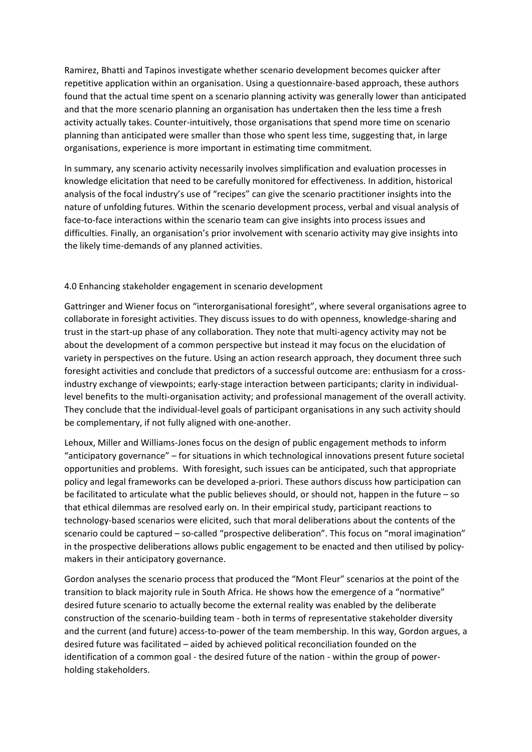Ramirez, Bhatti and Tapinos investigate whether scenario development becomes quicker after repetitive application within an organisation. Using a questionnaire-based approach, these authors found that the actual time spent on a scenario planning activity was generally lower than anticipated and that the more scenario planning an organisation has undertaken then the less time a fresh activity actually takes. Counter-intuitively, those organisations that spend more time on scenario planning than anticipated were smaller than those who spent less time, suggesting that, in large organisations, experience is more important in estimating time commitment.

In summary, any scenario activity necessarily involves simplification and evaluation processes in knowledge elicitation that need to be carefully monitored for effectiveness. In addition, historical analysis of the focal industry's use of "recipes" can give the scenario practitioner insights into the nature of unfolding futures. Within the scenario development process, verbal and visual analysis of face-to-face interactions within the scenario team can give insights into process issues and difficulties. Finally, an organisation's prior involvement with scenario activity may give insights into the likely time-demands of any planned activities.

## 4.0 Enhancing stakeholder engagement in scenario development

Gattringer and Wiener focus on "interorganisational foresight", where several organisations agree to collaborate in foresight activities. They discuss issues to do with openness, knowledge-sharing and trust in the start-up phase of any collaboration. They note that multi-agency activity may not be about the development of a common perspective but instead it may focus on the elucidation of variety in perspectives on the future. Using an action research approach, they document three such foresight activities and conclude that predictors of a successful outcome are: enthusiasm for a cross-industry exchange of viewpoints; early-stage interaction between participants; clarity in individual-level benefits to the multi-organisation activity; and professional management of the overall activity. They conclude that the individual-level goals of participant organisations in any such activity should be complementary, if not fully aligned with one-another.

Lehoux, Miller and Williams-Jones focus on the design of public engagement methods to inform "anticipatory governance" – for situations in which technological innovations present future societal opportunities and problems. With foresight, such issues can be anticipated, such that appropriate policy and legal frameworks can be developed a-priori. These authors discuss how participation can be facilitated to articulate what the public believes should, or should not, happen in the future – so that ethical dilemmas are resolved early on. In their empirical study, participant reactions to technology-based scenarios were elicited, such that moral deliberations about the contents of the scenario could be captured – so-called "prospective deliberation". This focus on "moral imagination" in the prospective deliberations allows public engagement to be enacted and then utilised by policy-makers in their anticipatory governance.

Gordon analyses the scenario process that produced the "Mont Fleur" scenarios at the point of the transition to black majority rule in South Africa. He shows how the emergence of a "normative" desired future scenario to actually become the external reality was enabled by the deliberate construction of the scenario-building team - both in terms of representative stakeholder diversity and the current (and future) access-to-power of the team membership. In this way, Gordon argues, a desired future was facilitated – aided by achieved political reconciliation founded on the identification of a common goal - the desired future of the nation - within the group of power-holding stakeholders.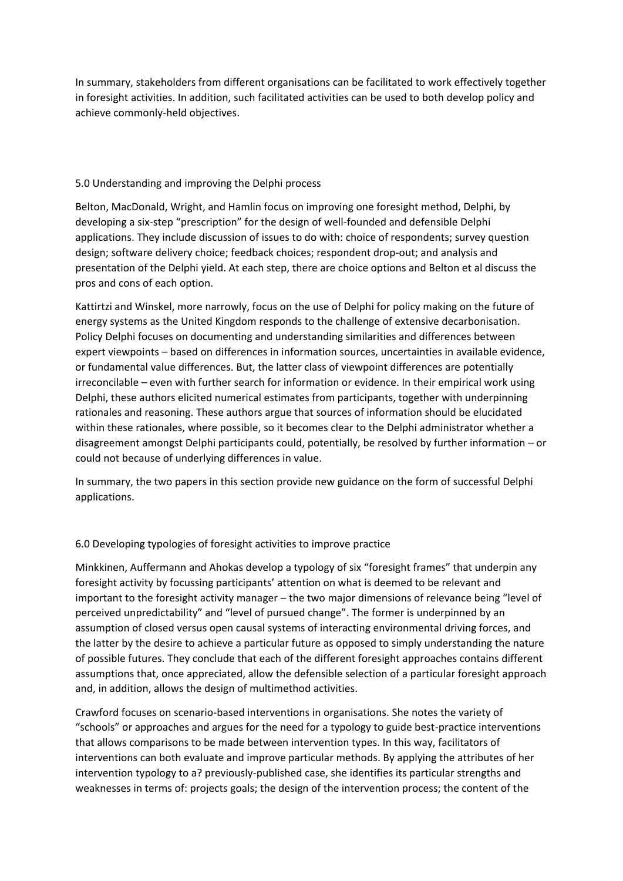In summary, stakeholders from different organisations can be facilitated to work effectively together in foresight activities. In addition, such facilitated activities can be used to both develop policy and achieve commonly-held objectives.

## 5.0 Understanding and improving the Delphi process

Belton, MacDonald, Wright, and Hamlin focus on improving one foresight method, Delphi, by developing a six-step "prescription" for the design of well-founded and defensible Delphi applications. They include discussion of issues to do with: choice of respondents; survey question design; software delivery choice; feedback choices; respondent drop-out; and analysis and presentation of the Delphi yield. At each step, there are choice options and Belton et al discuss the pros and cons of each option.

Kattirtzi and Winskel, more narrowly, focus on the use of Delphi for policy making on the future of energy systems as the United Kingdom responds to the challenge of extensive decarbonisation. Policy Delphi focuses on documenting and understanding similarities and differences between expert viewpoints – based on differences in information sources, uncertainties in available evidence, or fundamental value differences. But, the latter class of viewpoint differences are potentially irreconcilable – even with further search for information or evidence. In their empirical work using Delphi, these authors elicited numerical estimates from participants, together with underpinning rationales and reasoning. These authors argue that sources of information should be elucidated within these rationales, where possible, so it becomes clear to the Delphi administrator whether a disagreement amongst Delphi participants could, potentially, be resolved by further information – or could not because of underlying differences in value.

In summary, the two papers in this section provide new guidance on the form of successful Delphi applications.

## 6.0 Developing typologies of foresight activities to improve practice

Minkkinen, Auffermann and Ahokas develop a typology of six "foresight frames" that underpin any foresight activity by focussing participants' attention on what is deemed to be relevant and important to the foresight activity manager – the two major dimensions of relevance being "level of perceived unpredictability" and "level of pursued change". The former is underpinned by an assumption of closed versus open causal systems of interacting environmental driving forces, and the latter by the desire to achieve a particular future as opposed to simply understanding the nature of possible futures. They conclude that each of the different foresight approaches contains different assumptions that, once appreciated, allow the defensible selection of a particular foresight approach and, in addition, allows the design of multimethod activities.

Crawford focuses on scenario-based interventions in organisations. She notes the variety of "schools" or approaches and argues for the need for a typology to guide best-practice interventions that allows comparisons to be made between intervention types. In this way, facilitators of interventions can both evaluate and improve particular methods. By applying the attributes of her intervention typology to a? previously-published case, she identifies its particular strengths and weaknesses in terms of: projects goals; the design of the intervention process; the content of the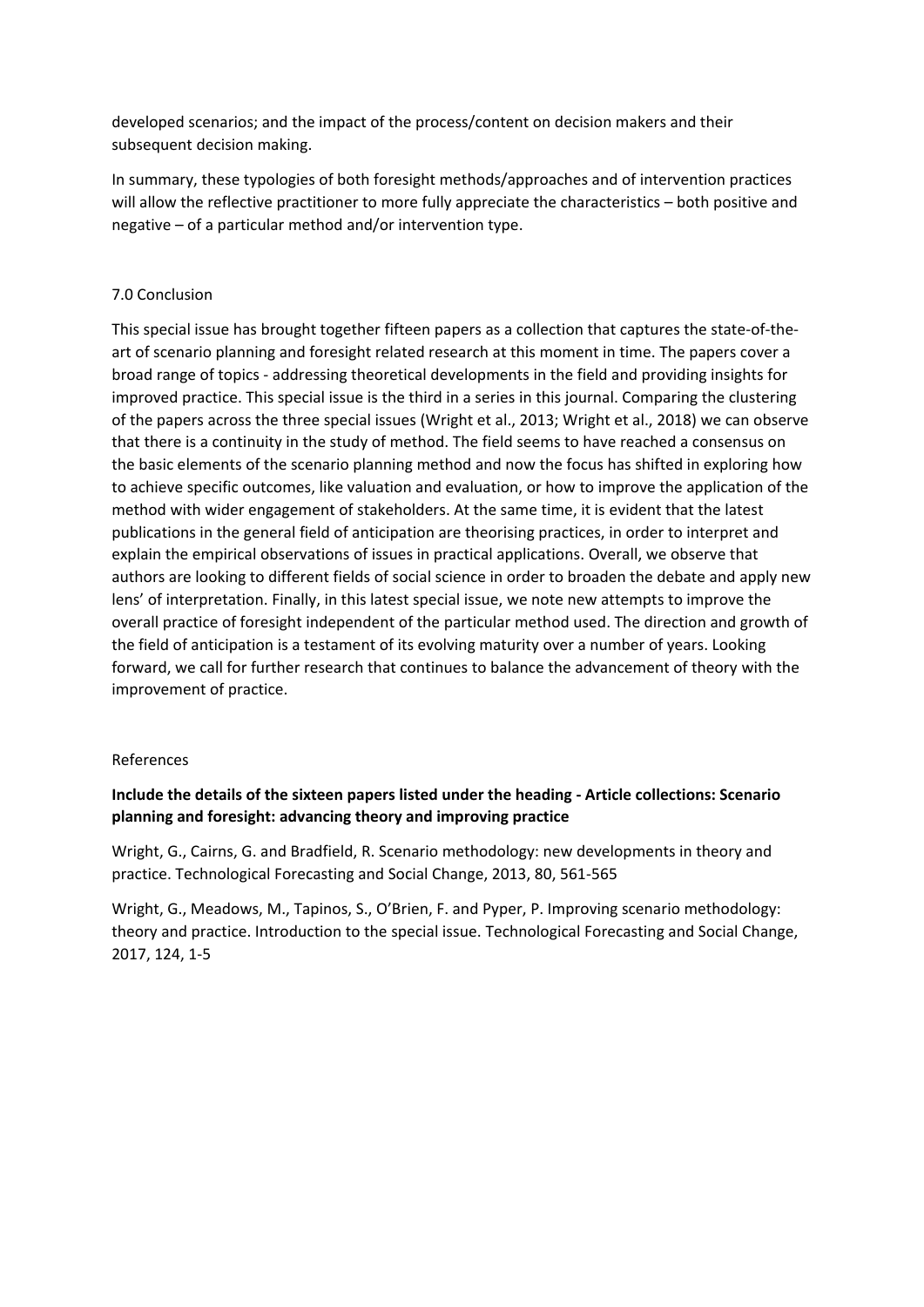developed scenarios; and the impact of the process/content on decision makers and their subsequent decision making.

In summary, these typologies of both foresight methods/approaches and of intervention practices will allow the reflective practitioner to more fully appreciate the characteristics – both positive and negative – of a particular method and/or intervention type.

## 7.0 Conclusion

This special issue has brought together fifteen papers as a collection that captures the state-of-the-art of scenario planning and foresight related research at this moment in time. The papers cover a broad range of topics - addressing theoretical developments in the field and providing insights for improved practice. This special issue is the third in a series in this journal. Comparing the clustering of the papers across the three special issues (Wright et al., 2013; Wright et al., 2018) we can observe that there is a continuity in the study of method. The field seems to have reached a consensus on the basic elements of the scenario planning method and now the focus has shifted in exploring how to achieve specific outcomes, like valuation and evaluation, or how to improve the application of the method with wider engagement of stakeholders. At the same time, it is evident that the latest publications in the general field of anticipation are theorising practices, in order to interpret and explain the empirical observations of issues in practical applications. Overall, we observe that authors are looking to different fields of social science in order to broaden the debate and apply new lens' of interpretation. Finally, in this latest special issue, we note new attempts to improve the overall practice of foresight independent of the particular method used. The direction and growth of the field of anticipation is a testament of its evolving maturity over a number of years. Looking forward, we call for further research that continues to balance the advancement of theory with the improvement of practice.

## References

**Include the details of the sixteen papers listed under the heading - Article collections: Scenario planning and foresight: advancing theory and improving practice**

Wright, G., Cairns, G. and Bradfield, R. Scenario methodology: new developments in theory and practice. Technological Forecasting and Social Change, 2013, 80, 561-565

Wright, G., Meadows, M., Tapinos, S., O'Brien, F. and Pyper, P. Improving scenario methodology: theory and practice. Introduction to the special issue. Technological Forecasting and Social Change, 2017, 124, 1-5